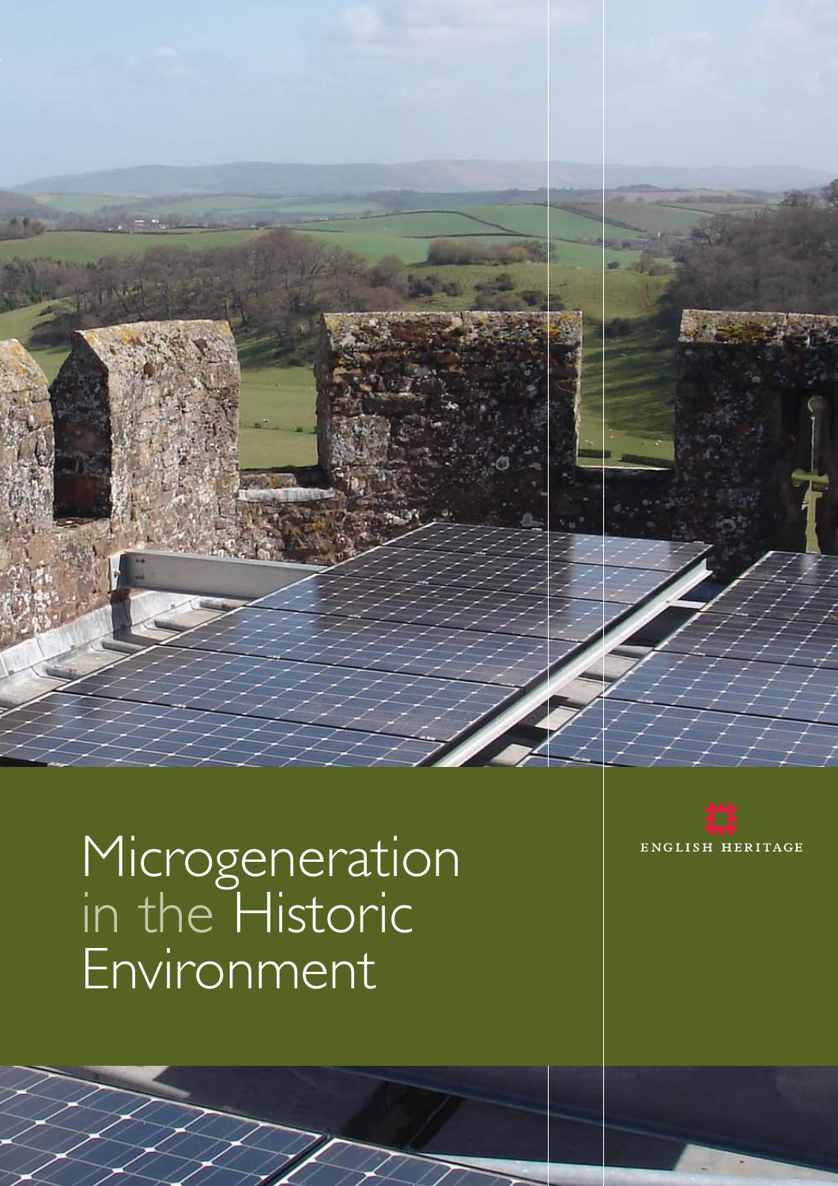# Microgeneration in the Historic Environment

ENGLISH HERITAGE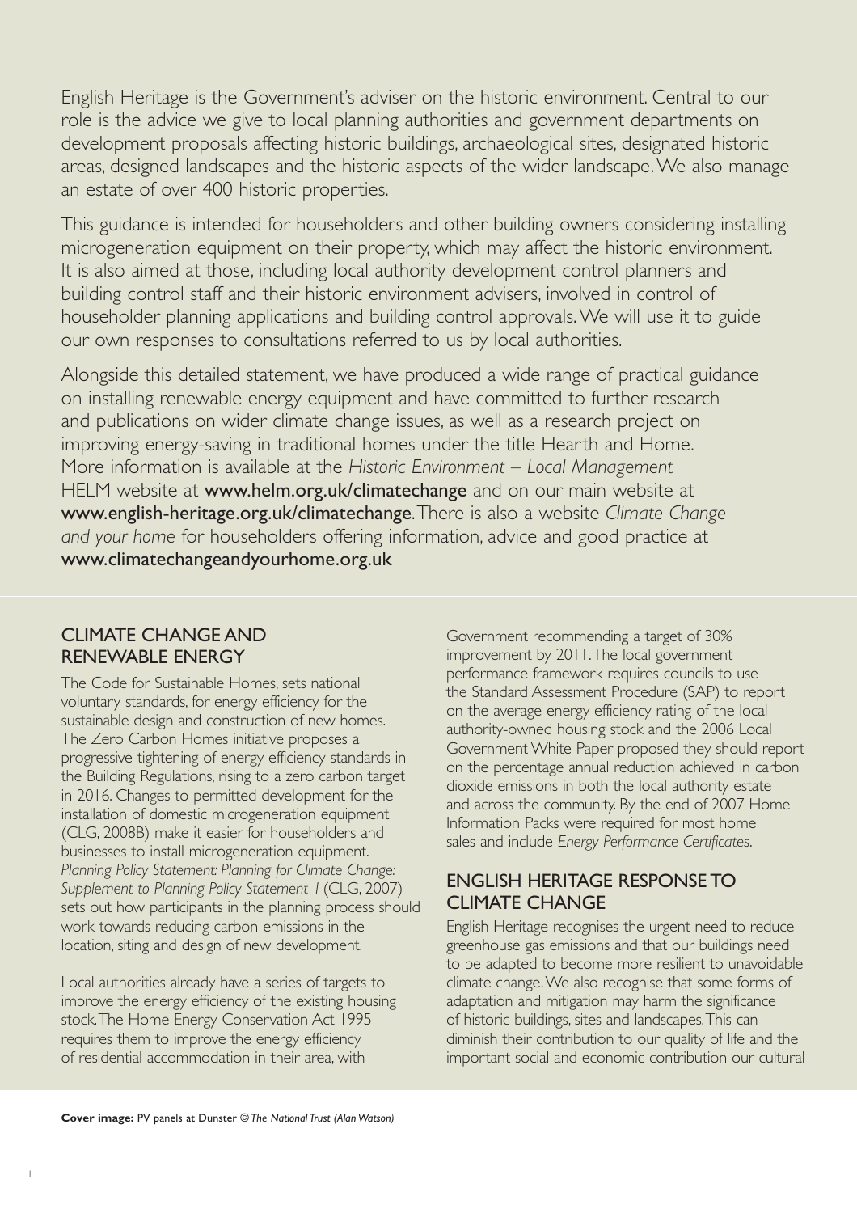English Heritage is the Government's adviser on the historic environment. Central to our role is the advice we give to local planning authorities and government departments on development proposals affecting historic buildings, archaeological sites, designated historic areas, designed landscapes and the historic aspects of the wider landscape. We also manage an estate of over 400 historic properties.

This guidance is intended for householders and other building owners considering installing microgeneration equipment on their property, which may affect the historic environment. It is also aimed at those, including local authority development control planners and building control staff and their historic environment advisers, involved in control of householder planning applications and building control approvals. We will use it to guide our own responses to consultations referred to us by local authorities.

Alongside this detailed statement, we have produced a wide range of practical guidance on installing renewable energy equipment and have committed to further research and publications on wider climate change issues, as well as a research project on improving energy-saving in traditional homes under the title Hearth and Home. More information is available at the *Historic Environment – Local Management* HELM website at **www.helm.org.uk/climatechange** and on our main website at **www.english-heritage.org.uk/climatechange**. There is also a website *Climate Change and your home* for householders offering information, advice and good practice at **www.climatechangeandyourhome.org.uk**

## CLIMATE CHANGE AND RENEWABLE ENERGY

The Code for Sustainable Homes, sets national voluntary standards, for energy efficiency for the sustainable design and construction of new homes. The Zero Carbon Homes initiative proposes a progressive tightening of energy efficiency standards in the Building Regulations, rising to a zero carbon target in 2016. Changes to permitted development for the installation of domestic microgeneration equipment (CLG, 2008B) make it easier for householders and businesses to install microgeneration equipment. *Planning Policy Statement: Planning for Climate Change: Supplement to Planning Policy Statement 1* (CLG, 2007) sets out how participants in the planning process should work towards reducing carbon emissions in the location, siting and design of new development.

Local authorities already have a series of targets to improve the energy efficiency of the existing housing stock. The Home Energy Conservation Act 1995 requires them to improve the energy efficiency of residential accommodation in their area, with Government recommending a target of 30% improvement by 2011. The local government performance framework requires councils to use the Standard Assessment Procedure (SAP) to report on the average energy efficiency rating of the local authority-owned housing stock and the 2006 Local Government White Paper proposed they should report on the percentage annual reduction achieved in carbon dioxide emissions in both the local authority estate and across the community. By the end of 2007 Home Information Packs were required for most home sales and include *Energy Performance Certificates*.

## ENGLISH HERITAGE RESPONSE TO CLIMATE CHANGE

English Heritage recognises the urgent need to reduce greenhouse gas emissions and that our buildings need to be adapted to become more resilient to unavoidable climate change. We also recognise that some forms of adaptation and mitigation may harm the significance of historic buildings, sites and landscapes. This can diminish their contribution to our quality of life and the important social and economic contribution our cultural

**Cover image:** PV panels at Dunster © *The National Trust (Alan Watson)*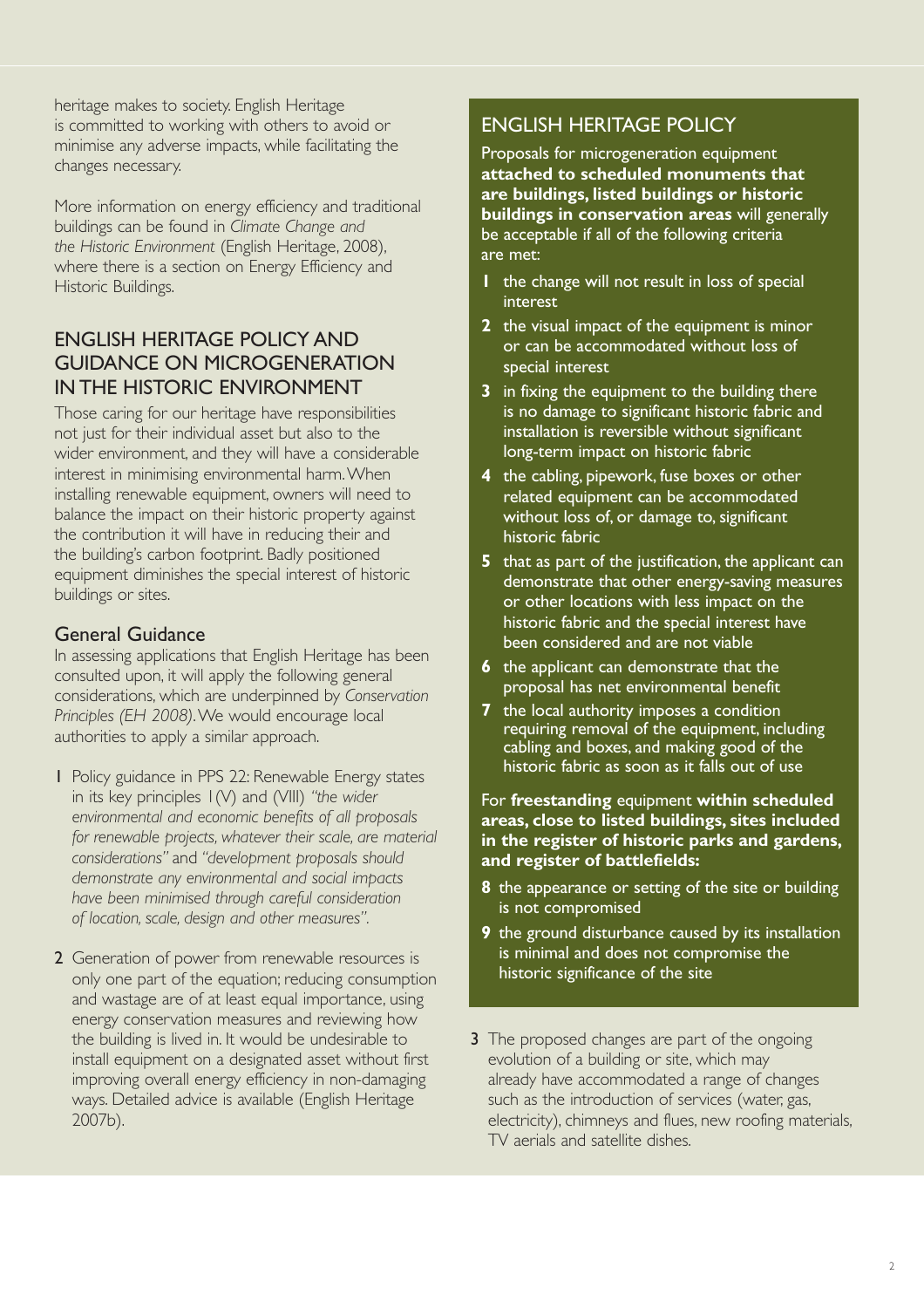heritage makes to society. English Heritage is committed to working with others to avoid or minimise any adverse impacts, while facilitating the changes necessary.

More information on energy efficiency and traditional buildings can be found in *Climate Change and the Historic Environment* (English Heritage, 2008), where there is a section on Energy Efficiency and Historic Buildings.

## ENGLISH HERITAGE POLICY AND GUIDANCE ON MICROGENERATION IN THE HISTORIC ENVIRONMENT

Those caring for our heritage have responsibilities not just for their individual asset but also to the wider environment, and they will have a considerable interest in minimising environmental harm. When installing renewable equipment, owners will need to balance the impact on their historic property against the contribution it will have in reducing their and the building's carbon footprint. Badly positioned equipment diminishes the special interest of historic buildings or sites.

### General Guidance

In assessing applications that English Heritage has been consulted upon, it will apply the following general considerations, which are underpinned by *Conservation Principles (EH 2008)*. We would encourage local authorities to apply a similar approach.

1. Policy guidance in PPS 22: Renewable Energy states in its key principles 1(V) and (VIII) *"the wider environmental and economic benefits of all proposals for renewable projects, whatever their scale, are material considerations"* and *"development proposals should demonstrate any environmental and social impacts have been minimised through careful consideration of location, scale, design and other measures".*
2. Generation of power from renewable resources is only one part of the equation; reducing consumption and wastage are of at least equal importance, using energy conservation measures and reviewing how the building is lived in. It would be undesirable to install equipment on a designated asset without first improving overall energy efficiency in non-damaging ways. Detailed advice is available (English Heritage 2007b).

## ENGLISH HERITAGE POLICY

Proposals for microgeneration equipment **attached to scheduled monuments that are buildings, listed buildings or historic buildings in conservation areas** will generally be acceptable if all of the following criteria are met:

1. the change will not result in loss of special interest
2. the visual impact of the equipment is minor or can be accommodated without loss of special interest
3. in fixing the equipment to the building there is no damage to significant historic fabric and installation is reversible without significant long-term impact on historic fabric
4. the cabling, pipework, fuse boxes or other related equipment can be accommodated without loss of, or damage to, significant historic fabric
5. that as part of the justification, the applicant can demonstrate that other energy-saving measures or other locations with less impact on the historic fabric and the special interest have been considered and are not viable
6. the applicant can demonstrate that the proposal has net environmental benefit
7. the local authority imposes a condition requiring removal of the equipment, including cabling and boxes, and making good of the historic fabric as soon as it falls out of use

For **freestanding** equipment **within scheduled areas, close to listed buildings, sites included in the register of historic parks and gardens, and register of battlefields:**

8. the appearance or setting of the site or building is not compromised
9. the ground disturbance caused by its installation is minimal and does not compromise the historic significance of the site

3. The proposed changes are part of the ongoing evolution of a building or site, which may already have accommodated a range of changes such as the introduction of services (water, gas, electricity), chimneys and flues, new roofing materials, TV aerials and satellite dishes.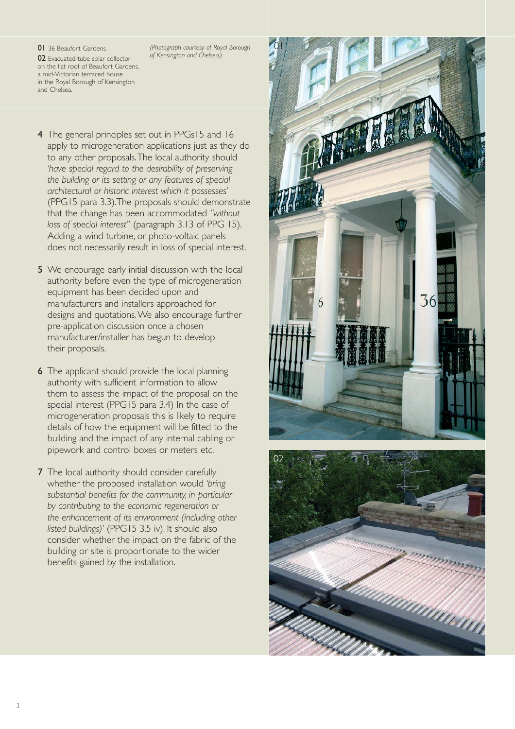**01** 36 Beaufort Gardens.

*(Photograph courtesy of Royal Borough of Kensington and Chelsea.)*

**02** Evacuated-tube solar collector on the flat roof of Beaufort Gardens, a mid-Victorian terraced house in the Royal Borough of Kensington and Chelsea.

**4** The general principles set out in PPGs15 and 16 apply to microgeneration applications just as they do to any other proposals. The local authority should *'have special regard to the desirability of preserving the building or its setting or any features of special architectural or historic interest which it possesses'* (PPG15 para 3.3). The proposals should demonstrate that the change has been accommodated *"without loss of special interest"* (paragraph 3.13 of PPG 15). Adding a wind turbine, or photo-voltaic panels does not necessarily result in loss of special interest.

**5** We encourage early initial discussion with the local authority before even the type of microgeneration equipment has been decided upon and manufacturers and installers approached for designs and quotations. We also encourage further pre-application discussion once a chosen manufacturer/installer has begun to develop their proposals.

**6** The applicant should provide the local planning authority with sufficient information to allow them to assess the impact of the proposal on the special interest (PPG15 para 3.4) In the case of microgeneration proposals this is likely to require details of how the equipment will be fitted to the building and the impact of any internal cabling or pipework and control boxes or meters etc.

**7** The local authority should consider carefully whether the proposed installation would *'bring substantial benefits for the community, in particular by contributing to the economic regeneration or the enhancement of its environment (including other listed buildings)'* (PPG15 3.5 iv). It should also consider whether the impact on the fabric of the building or site is proportionate to the wider benefits gained by the installation.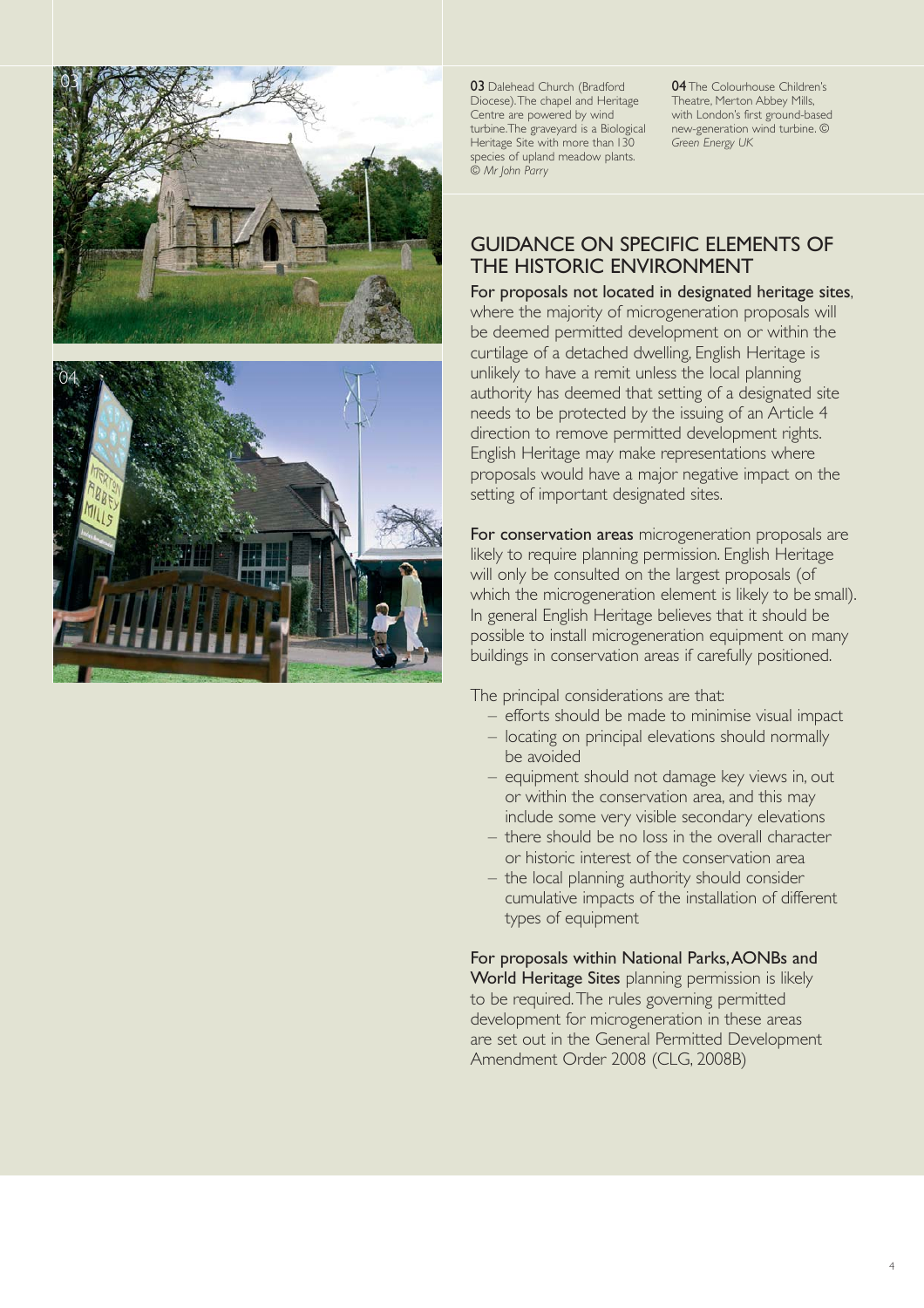**03** Dalehead Church (Bradford Diocese). The chapel and Heritage Centre are powered by wind turbine. The graveyard is a Biological Heritage Site with more than 130 species of upland meadow plants. © *Mr John Parry*

**04** The Colourhouse Children's Theatre, Merton Abbey Mills, with London's first ground-based new-generation wind turbine. © *Green Energy UK*

## GUIDANCE ON SPECIFIC ELEMENTS OF THE HISTORIC ENVIRONMENT

**For proposals not located in designated heritage sites**, where the majority of microgeneration proposals will be deemed permitted development on or within the curtilage of a detached dwelling, English Heritage is unlikely to have a remit unless the local planning authority has deemed that setting of a designated site needs to be protected by the issuing of an Article 4 direction to remove permitted development rights. English Heritage may make representations where proposals would have a major negative impact on the setting of important designated sites.

**For conservation areas** microgeneration proposals are likely to require planning permission. English Heritage will only be consulted on the largest proposals (of which the microgeneration element is likely to be small). In general English Heritage believes that it should be possible to install microgeneration equipment on many buildings in conservation areas if carefully positioned.

The principal considerations are that:

- efforts should be made to minimise visual impact
- locating on principal elevations should normally be avoided
- equipment should not damage key views in, out or within the conservation area, and this may include some very visible secondary elevations
- there should be no loss in the overall character or historic interest of the conservation area
- the local planning authority should consider cumulative impacts of the installation of different types of equipment

**For proposals within National Parks, AONBs and World Heritage Sites** planning permission is likely to be required. The rules governing permitted development for microgeneration in these areas are set out in the General Permitted Development Amendment Order 2008 (CLG, 2008B)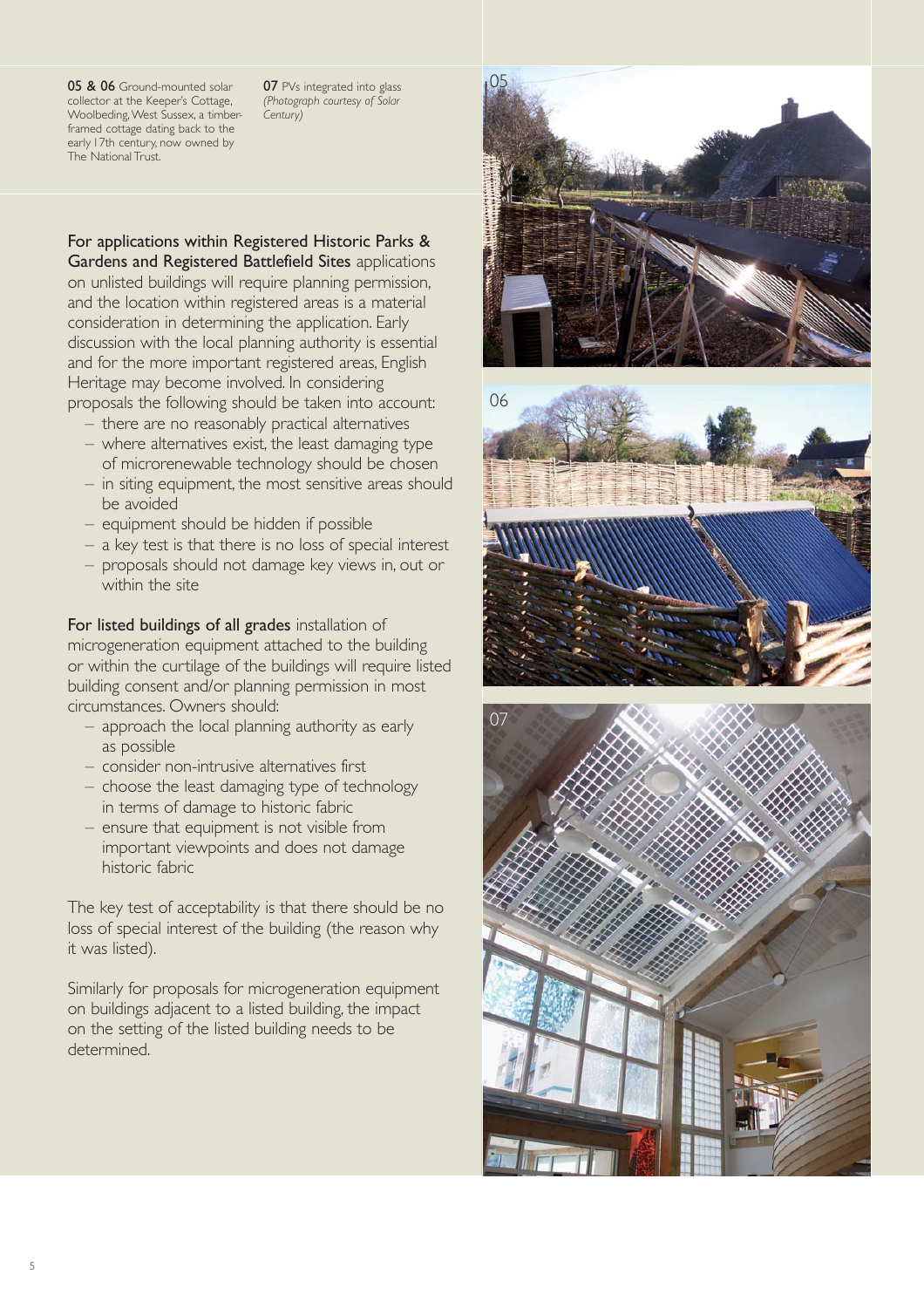**05 & 06** Ground-mounted solar collector at the Keeper's Cottage, Woolbeding, West Sussex, a timber-framed cottage dating back to the early 17th century, now owned by The National Trust.

**07** PVs integrated into glass *(Photograph courtesy of Solar Century)*

**For applications within Registered Historic Parks & Gardens and Registered Battlefield Sites** applications on unlisted buildings will require planning permission, and the location within registered areas is a material consideration in determining the application. Early discussion with the local planning authority is essential and for the more important registered areas, English Heritage may become involved. In considering proposals the following should be taken into account:

- there are no reasonably practical alternatives
- where alternatives exist, the least damaging type of microrenewable technology should be chosen
- in siting equipment, the most sensitive areas should be avoided
- equipment should be hidden if possible
- a key test is that there is no loss of special interest
- proposals should not damage key views in, out or within the site

**For listed buildings of all grades** installation of microgeneration equipment attached to the building or within the curtilage of the buildings will require listed building consent and/or planning permission in most circumstances. Owners should:

- approach the local planning authority as early as possible
- consider non-intrusive alternatives first
- choose the least damaging type of technology in terms of damage to historic fabric
- ensure that equipment is not visible from important viewpoints and does not damage historic fabric

The key test of acceptability is that there should be no loss of special interest of the building (the reason why it was listed).

Similarly for proposals for microgeneration equipment on buildings adjacent to a listed building, the impact on the setting of the listed building needs to be determined.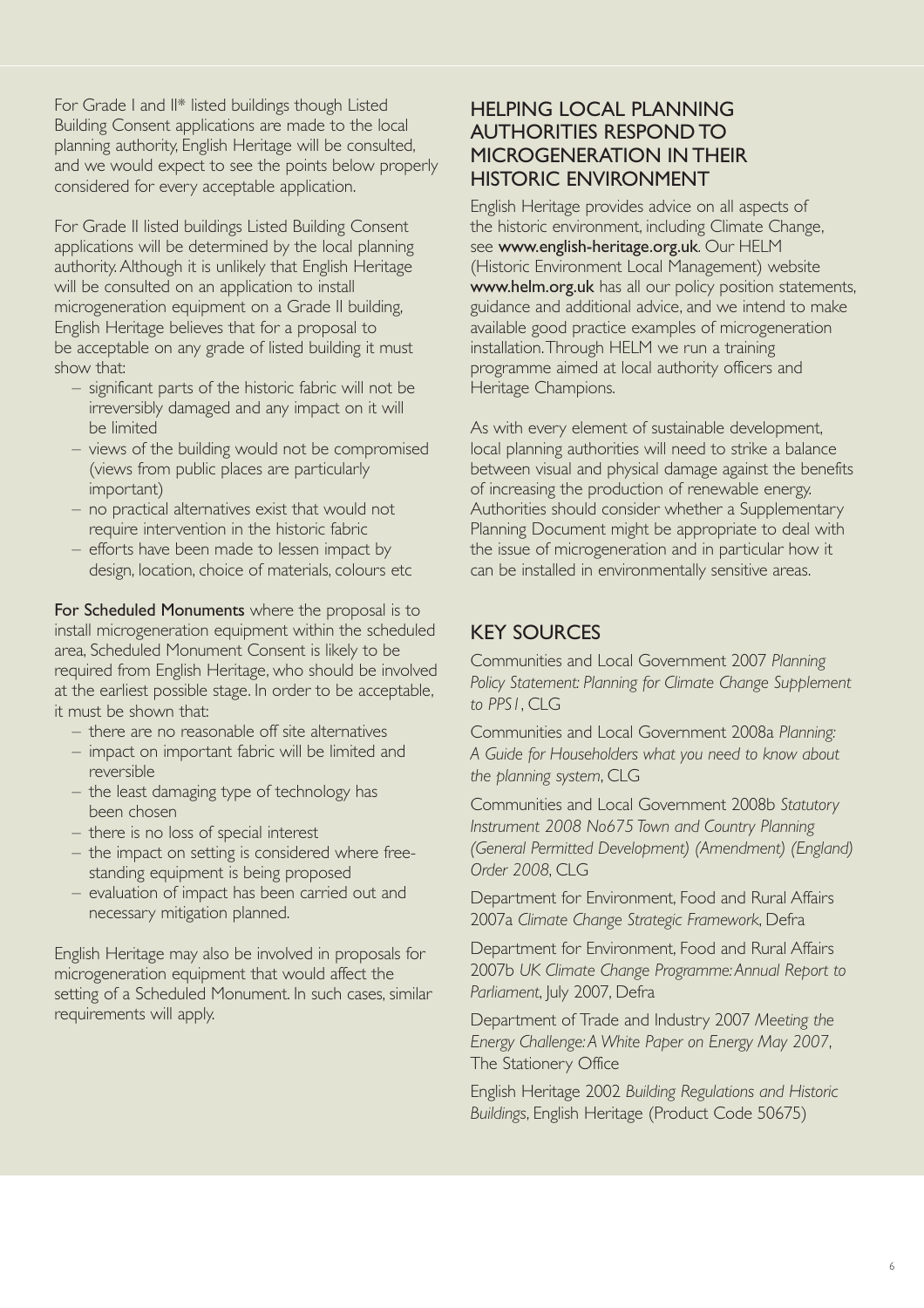For Grade I and II* listed buildings though Listed Building Consent applications are made to the local planning authority, English Heritage will be consulted, and we would expect to see the points below properly considered for every acceptable application.

For Grade II listed buildings Listed Building Consent applications will be determined by the local planning authority. Although it is unlikely that English Heritage will be consulted on an application to install microgeneration equipment on a Grade II building, English Heritage believes that for a proposal to be acceptable on any grade of listed building it must show that:

- significant parts of the historic fabric will not be irreversibly damaged and any impact on it will be limited
- views of the building would not be compromised (views from public places are particularly important)
- no practical alternatives exist that would not require intervention in the historic fabric
- efforts have been made to lessen impact by design, location, choice of materials, colours etc

**For Scheduled Monuments** where the proposal is to install microgeneration equipment within the scheduled area, Scheduled Monument Consent is likely to be required from English Heritage, who should be involved at the earliest possible stage. In order to be acceptable, it must be shown that:

- there are no reasonable off site alternatives
- impact on important fabric will be limited and reversible
- the least damaging type of technology has been chosen
- there is no loss of special interest
- the impact on setting is considered where free-standing equipment is being proposed
- evaluation of impact has been carried out and necessary mitigation planned.

English Heritage may also be involved in proposals for microgeneration equipment that would affect the setting of a Scheduled Monument. In such cases, similar requirements will apply.

## HELPING LOCAL PLANNING AUTHORITIES RESPOND TO MICROGENERATION IN THEIR HISTORIC ENVIRONMENT

English Heritage provides advice on all aspects of the historic environment, including Climate Change, see **www.english-heritage.org.uk**. Our HELM (Historic Environment Local Management) website **www.helm.org.uk** has all our policy position statements, guidance and additional advice, and we intend to make available good practice examples of microgeneration installation. Through HELM we run a training programme aimed at local authority officers and Heritage Champions.

As with every element of sustainable development, local planning authorities will need to strike a balance between visual and physical damage against the benefits of increasing the production of renewable energy. Authorities should consider whether a Supplementary Planning Document might be appropriate to deal with the issue of microgeneration and in particular how it can be installed in environmentally sensitive areas.

## KEY SOURCES

Communities and Local Government 2007 *Planning Policy Statement: Planning for Climate Change Supplement to PPS1*, CLG

Communities and Local Government 2008a *Planning: A Guide for Householders what you need to know about the planning system*, CLG

Communities and Local Government 2008b *Statutory Instrument 2008 No675 Town and Country Planning (General Permitted Development) (Amendment) (England) Order 2008*, CLG

Department for Environment, Food and Rural Affairs 2007a *Climate Change Strategic Framework*, Defra

Department for Environment, Food and Rural Affairs 2007b *UK Climate Change Programme: Annual Report to Parliament*, July 2007, Defra

Department of Trade and Industry 2007 *Meeting the Energy Challenge: A White Paper on Energy May 2007*, The Stationery Office

English Heritage 2002 *Building Regulations and Historic Buildings*, English Heritage (Product Code 50675)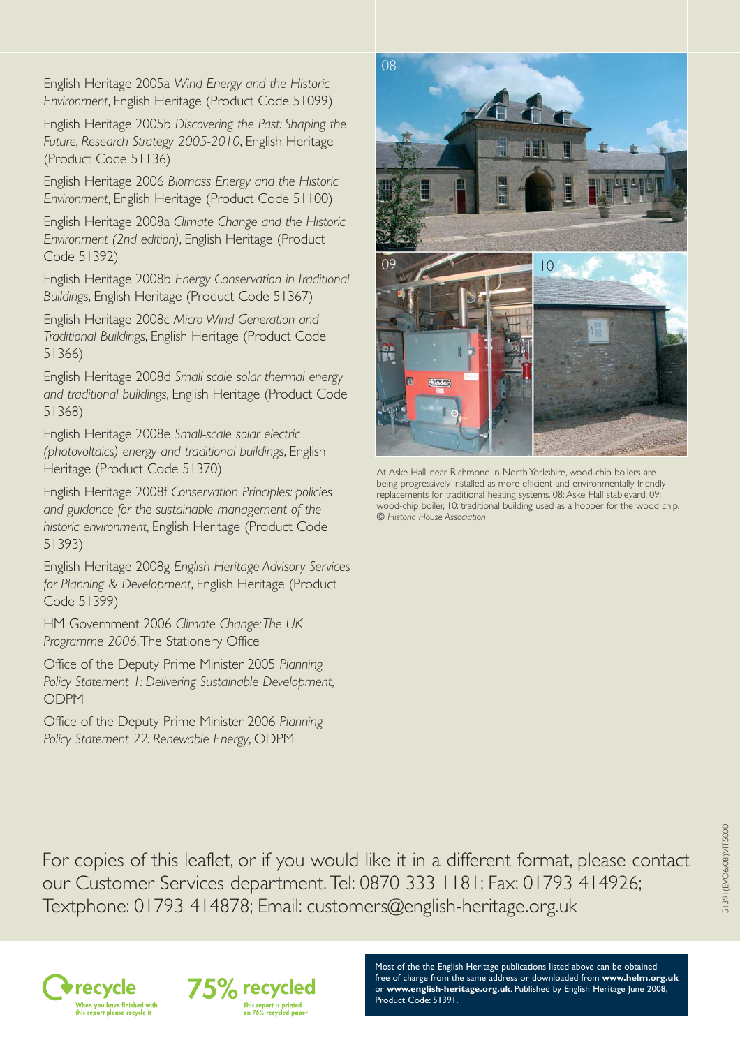English Heritage 2005a *Wind Energy and the Historic Environment*, English Heritage (Product Code 51099)

English Heritage 2005b *Discovering the Past: Shaping the Future, Research Strategy 2005-2010*, English Heritage (Product Code 51136)

English Heritage 2006 *Biomass Energy and the Historic Environment*, English Heritage (Product Code 51100)

English Heritage 2008a *Climate Change and the Historic Environment (2nd edition)*, English Heritage (Product Code 51392)

English Heritage 2008b *Energy Conservation in Traditional Buildings*, English Heritage (Product Code 51367)

English Heritage 2008c *Micro Wind Generation and Traditional Buildings*, English Heritage (Product Code 51366)

English Heritage 2008d *Small-scale solar thermal energy and traditional buildings*, English Heritage (Product Code 51368)

English Heritage 2008e *Small-scale solar electric (photovoltaics) energy and traditional buildings*, English Heritage (Product Code 51370)

English Heritage 2008f *Conservation Principles: policies and guidance for the sustainable management of the historic environment*, English Heritage (Product Code 51393)

English Heritage 2008g *English Heritage Advisory Services for Planning & Development*, English Heritage (Product Code 51399)

HM Government 2006 *Climate Change: The UK Programme 2006*, The Stationery Office

Office of the Deputy Prime Minister 2005 *Planning Policy Statement 1: Delivering Sustainable Development*, ODPM

Office of the Deputy Prime Minister 2006 *Planning Policy Statement 22: Renewable Energy*, ODPM

At Aske Hall, near Richmond in North Yorkshire, wood-chip boilers are being progressively installed as more efficient and environmentally friendly replacements for traditional heating systems. 08: Aske Hall stableyard, 09: wood-chip boiler, 10: traditional building used as a hopper for the wood chip. © *Historic House Association*

For copies of this leaflet, or if you would like it in a different format, please contact our Customer Services department. Tel: 0870 333 1181; Fax: 01793 414926; Textphone: 01793 414878; Email: customers@english-heritage.org.uk

recycle – When you have finished with this report please recycle it

75% recycled – This report is printed on 75% recycled paper

Most of the the English Heritage publications listed above can be obtained free of charge from the same address or downloaded from **www.helm.org.uk** or **www.english-heritage.org.uk**. Published by English Heritage June 2008, Product Code: 51391.

51391(EVO6/08)VIT5000